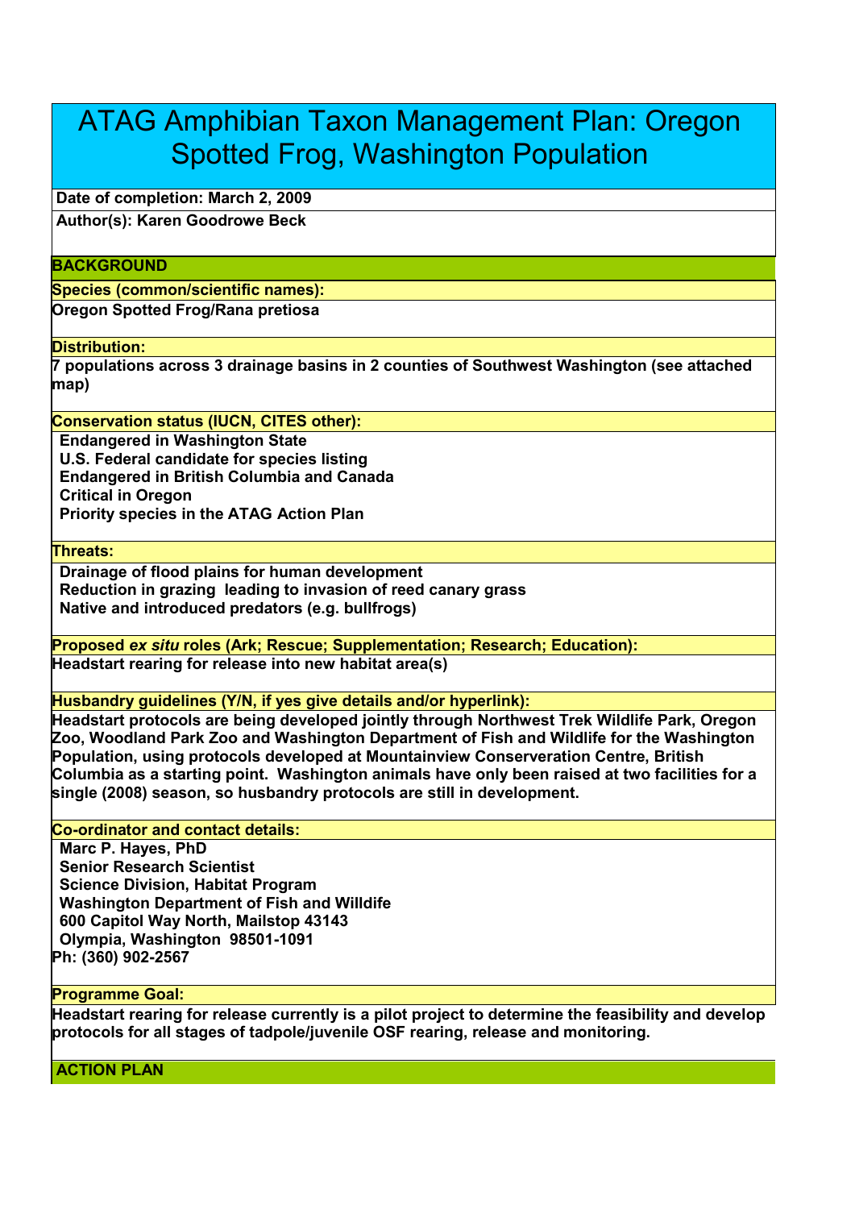# ATAG Amphibian Taxon Management Plan: Oregon Spotted Frog, Washington Population

**Date of completion: March 2, 2009**

**Author(s): Karen Goodrowe Beck**

## BACKGROUND

**Species (common/scientific names):**

Oregon Spotted Frog/Rana pretiosa

**Distribution:**

7 populations across 3 drainage basins in 2 counties of Southwest Washington (see attached map)

**Conservation status (IUCN, CITES other):**

Endangered in Washington State
U.S. Federal candidate for species listing
Endangered in British Columbia and Canada
Critical in Oregon
Priority species in the ATAG Action Plan

**Threats:**

Drainage of flood plains for human development
Reduction in grazing leading to invasion of reed canary grass
Native and introduced predators (e.g. bullfrogs)

**Proposed *ex situ* roles (Ark; Rescue; Supplementation; Research; Education):**

Headstart rearing for release into new habitat area(s)

**Husbandry guidelines (Y/N, if yes give details and/or hyperlink):**

Headstart protocols are being developed jointly through Northwest Trek Wildlife Park, Oregon Zoo, Woodland Park Zoo and Washington Department of Fish and Wildlife for the Washington Population, using protocols developed at Mountainview Conservation Centre, British Columbia as a starting point. Washington animals have only been raised at two facilities for a single (2008) season, so husbandry protocols are still in development.

**Co-ordinator and contact details:**

Marc P. Hayes, PhD
Senior Research Scientist
Science Division, Habitat Program
Washington Department of Fish and Willdife
600 Capitol Way North, Mailstop 43143
Olympia, Washington 98501-1091
Ph: (360) 902-2567

**Programme Goal:**

Headstart rearing for release currently is a pilot project to determine the feasibility and develop protocols for all stages of tadpole/juvenile OSF rearing, release and monitoring.

## ACTION PLAN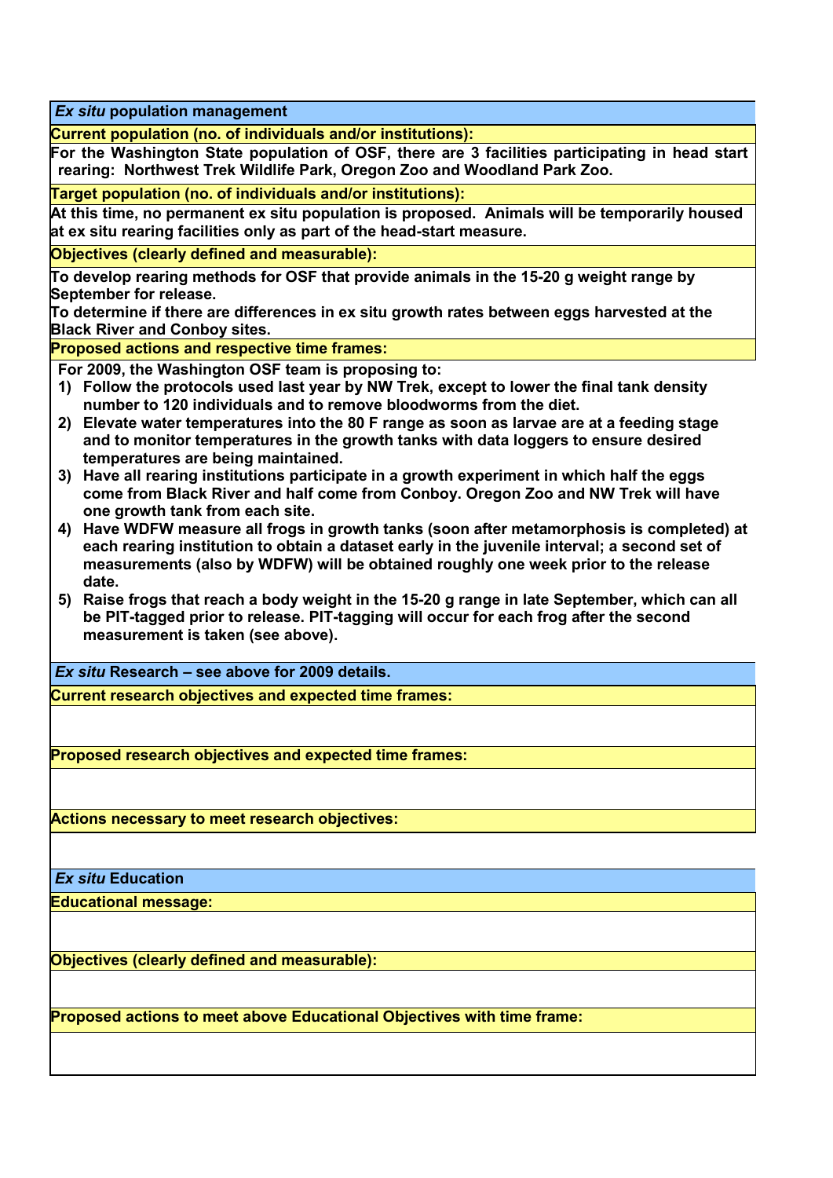## *Ex situ* population management

**Current population (no. of individuals and/or institutions):**

**For the Washington State population of OSF, there are 3 facilities participating in head start rearing: Northwest Trek Wildlife Park, Oregon Zoo and Woodland Park Zoo.**

**Target population (no. of individuals and/or institutions):**

**At this time, no permanent ex situ population is proposed. Animals will be temporarily housed at ex situ rearing facilities only as part of the head-start measure.**

**Objectives (clearly defined and measurable):**

**To develop rearing methods for OSF that provide animals in the 15-20 g weight range by September for release.**
**To determine if there are differences in ex situ growth rates between eggs harvested at the Black River and Conboy sites.**

**Proposed actions and respective time frames:**

**For 2009, the Washington OSF team is proposing to:**

1) **Follow the protocols used last year by NW Trek, except to lower the final tank density number to 120 individuals and to remove bloodworms from the diet.**
2) **Elevate water temperatures into the 80 F range as soon as larvae are at a feeding stage and to monitor temperatures in the growth tanks with data loggers to ensure desired temperatures are being maintained.**
3) **Have all rearing institutions participate in a growth experiment in which half the eggs come from Black River and half come from Conboy. Oregon Zoo and NW Trek will have one growth tank from each site.**
4) **Have WDFW measure all frogs in growth tanks (soon after metamorphosis is completed) at each rearing institution to obtain a dataset early in the juvenile interval; a second set of measurements (also by WDFW) will be obtained roughly one week prior to the release date.**
5) **Raise frogs that reach a body weight in the 15-20 g range in late September, which can all be PIT-tagged prior to release. PIT-tagging will occur for each frog after the second measurement is taken (see above).**

## *Ex situ* Research – see above for 2009 details.

**Current research objectives and expected time frames:**

**Proposed research objectives and expected time frames:**

**Actions necessary to meet research objectives:**

## *Ex situ* Education

**Educational message:**

**Objectives (clearly defined and measurable):**

**Proposed actions to meet above Educational Objectives with time frame:**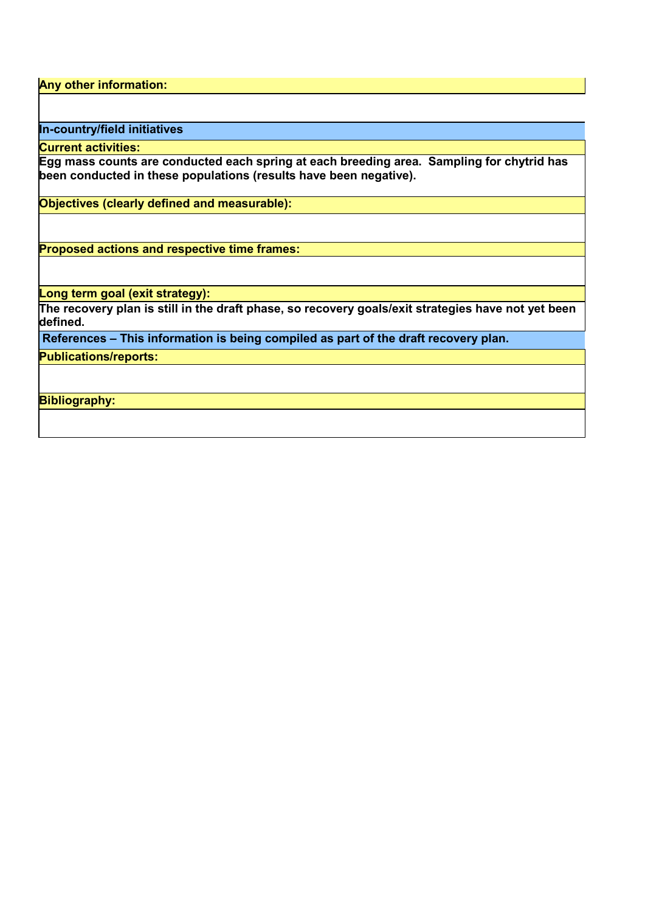**Any other information:**

## In-country/field initiatives

**Current activities:**

**Egg mass counts are conducted each spring at each breeding area. Sampling for chytrid has been conducted in these populations (results have been negative).**

**Objectives (clearly defined and measurable):**

**Proposed actions and respective time frames:**

**Long term goal (exit strategy):**

**The recovery plan is still in the draft phase, so recovery goals/exit strategies have not yet been defined.**

## References – This information is being compiled as part of the draft recovery plan.

**Publications/reports:**

**Bibliography:**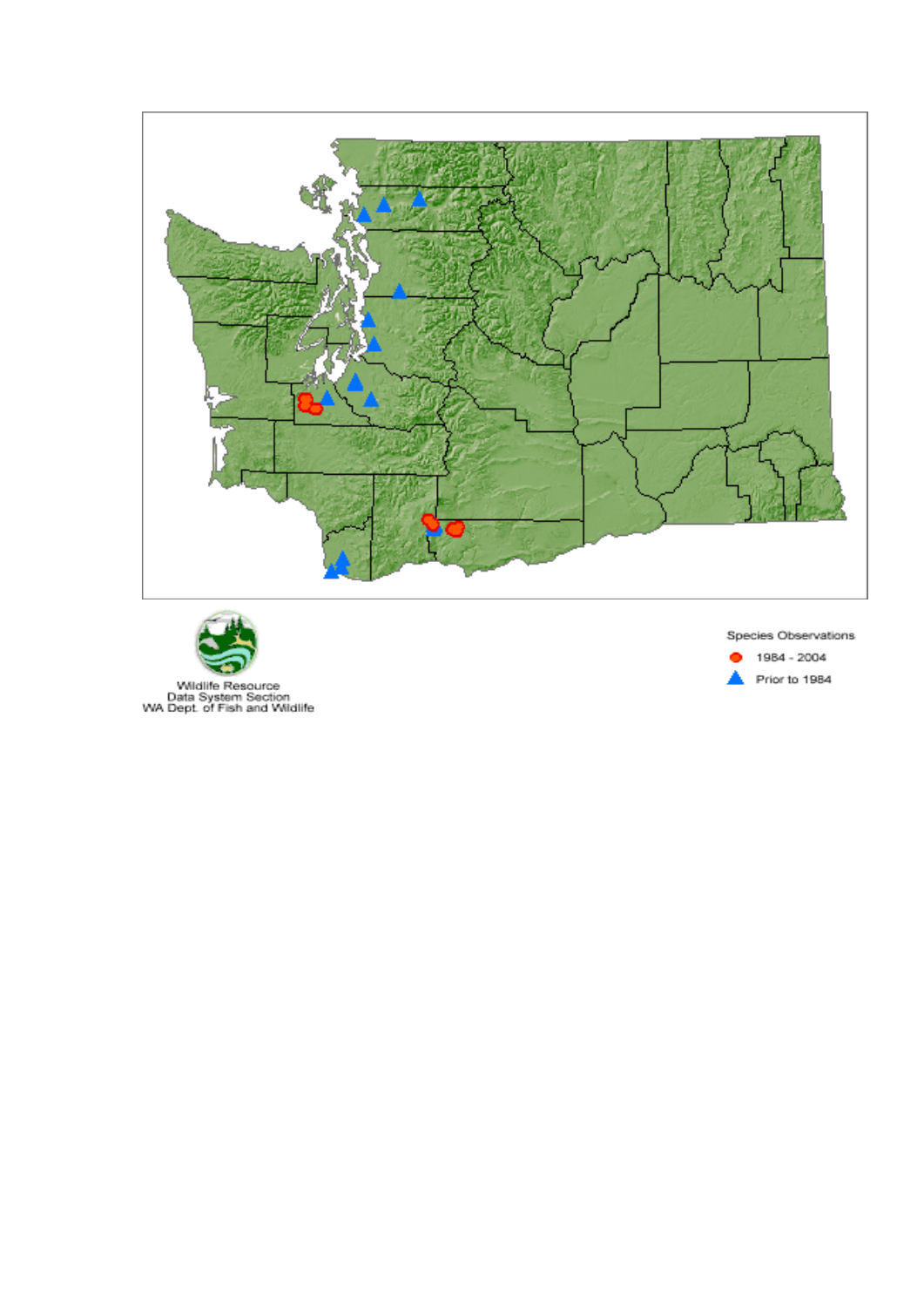Wildlife Resource
Data System Section
WA Dept. of Fish and Wildlife

Species Observations

1984 - 2004

Prior to 1984